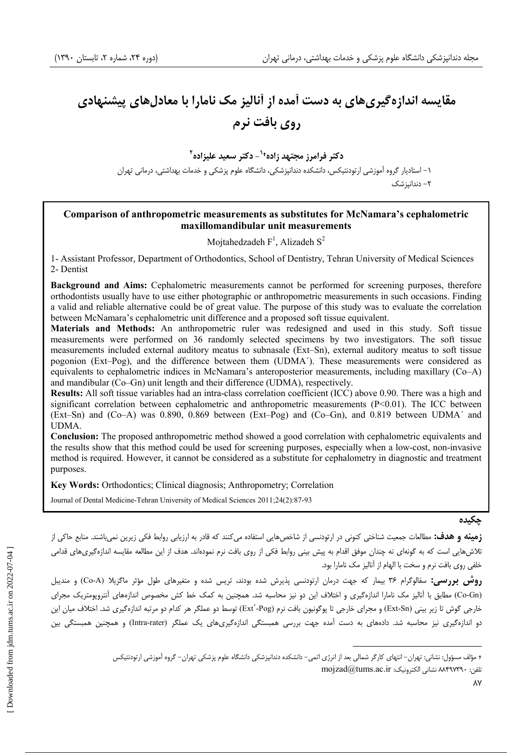# مقایسه اندازه‌گیری‌های به دست آمده از آنالیز مک نامارا با معادل‌های پیشنهادی روی بافت نرم

**دکتر فرامرز مجتهد زاده†[1] - دکتر سعید علیزاده[2]**

۱- استادیار گروه آموزشی ارتودنتیکس، دانشکده دندانپزشکی، دانشگاه علوم پزشکی و خدمات بهداشتی، درمانی تهران

۲- دندانپزشک

## Comparison of anthropometric measurements as substitutes for McNamara's cephalometric maxillomandibular unit measurements

Mojtahedzadeh F[1], Alizadeh S[2]

1- Assistant Professor, Department of Orthodontics, School of Dentistry, Tehran University of Medical Sciences

2- Dentist

**Background and Aims:** Cephalometric measurements cannot be performed for screening purposes, therefore orthodontists usually have to use either photographic or anthropometric measurements in such occasions. Finding a valid and reliable alternative could be of great value. The purpose of this study was to evaluate the correlation between McNamara's cephalometric unit difference and a proposed soft tissue equivalent.

**Materials and Methods:** An anthropometric ruler was redesigned and used in this study. Soft tissue measurements were performed on 36 randomly selected specimens by two investigators. The soft tissue measurements included external auditory meatus to subnasale (Ext–Sn), external auditory meatus to soft tissue pogonion (Ext–Pog), and the difference between them (UDMA´). These measurements were considered as equivalents to cephalometric indices in McNamara's anteroposterior measurements, including maxillary (Co–A) and mandibular (Co–Gn) unit length and their difference (UDMA), respectively.

**Results:** All soft tissue variables had an intra-class correlation coefficient (ICC) above 0.90. There was a high and significant correlation between cephalometric and anthropometric measurements ($P<0.01$). The ICC between (Ext–Sn) and (Co–A) was 0.890, 0.869 between (Ext–Pog) and (Co–Gn), and 0.819 between UDMA´ and UDMA.

**Conclusion:** The proposed anthropometric method showed a good correlation with cephalometric equivalents and the results show that this method could be used for screening purposes, especially when a low-cost, non-invasive method is required. However, it cannot be considered as a substitute for cephalometry in diagnostic and treatment purposes.

**Key Words:** Orthodontics; Clinical diagnosis; Anthropometry; Correlation

Journal of Dental Medicine-Tehran University of Medical Sciences 2011;24(2):87-93

## چکیده

**زمینه و هدف:** مطالعات جمعیت شناختی کنونی در ارتودنسی از شاخص‌هایی استفاده می‌کنند که قادر به ارزیابی روابط فکی زیرین نمی‌باشند. منابع حاکی از تلاش‌هایی است که به گونه‌ای نه چندان موفق اقدام به پیش بینی روابط فکی از روی بافت نرم نموده‌اند. هدف از این مطالعه مقایسه اندازه‌گیری‌های قدامی خلفی روی بافت نرم و سخت با الهام از آنالیز مک نامارا بود.

**روش بررسی:** سفالوگرام ۳۶ بیمار که جهت درمان ارتودنسی پذیرش شده بودند، تریس شده و متغیرهای طول مؤثر ماگزیلا (Co-A) و مندیبل (Co-Gn) مطابق با آنالیز مک نامارا اندازه‌گیری و اختلاف این دو نیز محاسبه شد. همچنین به کمک خط کش مخصوص اندازه‌های آنتروپومتریک مجرای خارجی گوش تا زیر بینی (Ext-Sn) و مجرای خارجی تا پوگونیون بافت نرم (Ext´-Pog) توسط دو عملگر هر کدام دو مرتبه اندازه‌گیری شد. اختلاف میان این دو اندازه‌گیری نیز محاسبه شد. داده‌های به دست آمده جهت بررسی همبستگی اندازه‌گیری‌های یک عملگر (Intra-rater) و همچنین همبستگی بین

---

† مؤلف مسؤول: نشانی: تهران- انتهای کارگر شمالی بعد از انرژی اتمی- دانشکده دندانپزشکی دانشگاه علوم پزشکی تهران- گروه آموزشی ارتودنتیکس

تلفن: ۸۸۴۹۷۳۹۰ نشانی الکترونیک: mojzad@tums.ac.ir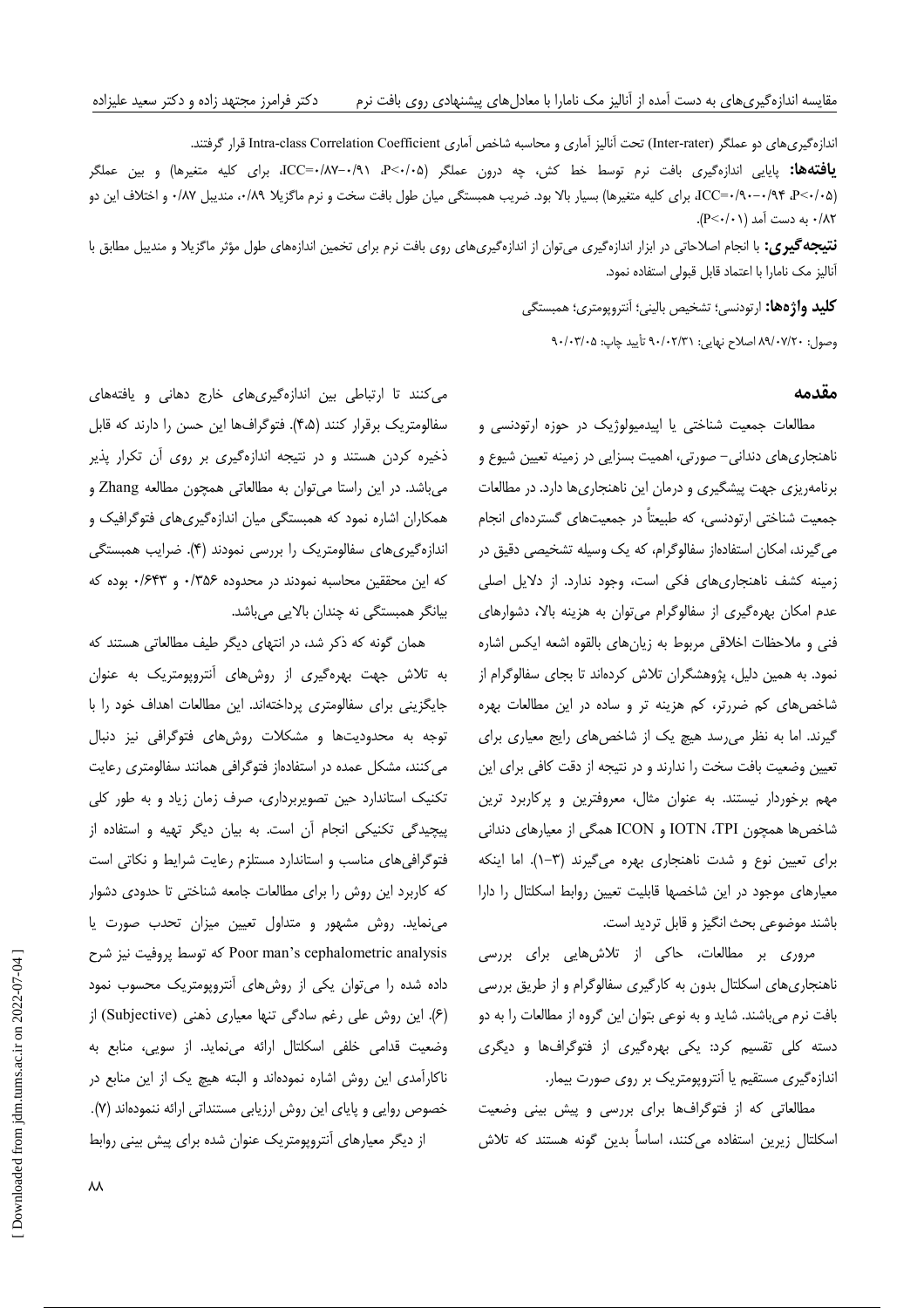اندازه‌گیری‌های دو عملگر (Inter-rater) تحت آنالیز آماری و محاسبه شاخص آماری Intra-class Correlation Coefficient قرار گرفتند.

**یافته‌ها:** پایایی اندازه‌گیری بافت نرم توسط خط کش، چه درون عملگر (P<۰/۰۵، ICC=۰/۸۷–۰/۹۱، برای کلیه متغیرها) و بین عملگر (P<۰/۰۵، ICC=۰/۹۰–۰/۹۴، برای کلیه متغیرها) بسیار بالا بود. ضریب همبستگی میان طول بافت سخت و نرم ماگزیلا ۰/۸۹، مندیبل ۰/۸۷ و اختلاف این دو ۰/۸۲ به دست آمد (P<۰/۰۱).

**نتیجه‌گیری:** با انجام اصلاحاتی در ابزار اندازه‌گیری می‌توان از اندازه‌گیری‌های روی بافت نرم برای تخمین اندازه‌های طول مؤثر ماگزیلا و مندیبل مطابق با آنالیز مک نامارا با اعتماد قابل قبولی استفاده نمود.

**کلید واژه‌ها:** ارتودنسی؛ تشخیص بالینی؛ آنتروپومتری؛ همبستگی

وصول: ۸۹/۰۷/۲۰ اصلاح نهایی: ۹۰/۰۲/۳۱ تأیید چاپ: ۹۰/۰۳/۰۵

## مقدمه

مطالعات جمعیت شناختی یا اپیدمیولوژیک در حوزه ارتودنسی و ناهنجاری‌های دندانی- صورتی، اهمیت بسزایی در زمینه تعیین شیوع و برنامه‌ریزی جهت پیشگیری و درمان این ناهنجاری‌ها دارد. در مطالعات جمعیت شناختی ارتودنسی، که طبیعتاً در جمعیت‌های گسترده‌ای انجام می‌گیرند، امکان استفاده‌از سفالوگرام، که یک وسیله تشخیصی دقیق در زمینه کشف ناهنجاری‌های فکی است، وجود ندارد. از دلایل اصلی عدم امکان بهره‌گیری از سفالوگرام می‌توان به هزینه بالا، دشوارهای فنی و ملاحظات اخلاقی مربوط به زیان‌های بالقوه اشعه ایکس اشاره نمود. به همین دلیل، پژوهشگران تلاش کرده‌اند تا بجای سفالوگرام از شاخص‌های کم ضررتر، کم هزینه تر و ساده تر در این مطالعات بهره گیرند. اما به نظر می‌رسد هیچ یک از شاخص‌های رایج معیاری برای تعیین وضعیت بافت سخت را ندارند و در نتیجه از دقت کافی برای این مهم برخوردار نیستند. به عنوان مثال، معروفترین و پرکاربرد ترین شاخص‌ها همچون TPI، IOTN و ICON همگی از معیارهای دندانی برای تعیین نوع و شدت ناهنجاری بهره می‌گیرند (۳-۱). اما اینکه معیارهای موجود در این شاخصها قابلیت تعیین روابط اسکلتال را دارا باشند موضوعی بحث انگیز و قابل تردید است.

مروری بر مطالعات، حاکی از تلاش‌هایی برای بررسی ناهنجاری‌های اسکلتال بدون به کارگیری سفالوگرام و از طریق بررسی بافت نرم می‌باشند. شاید و به نوعی بتوان این گروه از مطالعات را به دو دسته کلی تقسیم کرد: یکی بهره‌گیری از فتوگراف‌ها و دیگری اندازه‌گیری مستقیم یا آنتروپومتریک بر روی صورت بیمار.

مطالعاتی که از فتوگراف‌ها برای بررسی و پیش بینی وضعیت اسکلتال زیرین استفاده می‌کنند، اساساً بدین گونه هستند که تلاش می‌کنند تا ارتباطی بین اندازه‌گیری‌های خارج دهانی و یافته‌های سفالومتریک برقرار کنند (۴،۵). فتوگراف‌ها این حسن را دارند که قابل ذخیره کردن هستند و در نتیجه اندازه‌گیری بر روی آن تکرار پذیر می‌باشد. در این راستا می‌توان به مطالعاتی همچون مطالعه Zhang و همکاران اشاره نمود که همبستگی میان اندازه‌گیری‌های فتوگرافیک و اندازه‌گیری‌های سفالومتریک را بررسی نمودند (۴). ضرایب همبستگی که این محققین محاسبه نمودند در محدوده ۰/۳۵۶ و ۰/۶۴۳ بوده که بیانگر همبستگی نه چندان بالایی می‌باشد.

همان گونه که ذکر شد، در انتهای دیگر طیف مطالعاتی هستند که به تلاش جهت بهره‌گیری از روش‌های آنتروپومتریک به عنوان جایگزینی برای سفالومتری پرداخته‌اند. این مطالعات اهداف خود را با توجه به محدودیت‌ها و مشکلات روش‌های فتوگرافی نیز دنبال می‌کنند، مشکل عمده در استفاده‌از فتوگرافی همانند سفالومتری رعایت تکنیک استاندارد حین تصویربرداری، صرف زمان زیاد و به طور کلی پیچیدگی تکنیکی انجام آن است. به بیان دیگر تهیه و استفاده از فتوگرافی‌های مناسب و استاندارد مستلزم رعایت شرایط و نکاتی است که کاربرد این روش را برای مطالعات جامعه شناختی تا حدودی دشوار می‌نماید. روش مشهور و متداول تعیین میزان تحدب صورت یا Poor man's cephalometric analysis که توسط پروفیت نیز شرح داده شده را می‌توان یکی از روش‌های آنتروپومتریک محسوب نمود (۶). این روش علی رغم سادگی تنها معیاری ذهنی (Subjective) از وضعیت قدامی خلفی اسکلتال ارائه می‌نماید. از سویی، منابع به ناکارآمدی این روش اشاره نموده‌اند و البته هیچ یک از این منابع در خصوص روایی و پایای این روش ارزیابی مستنداتی ارائه ننموده‌اند (۷).

از دیگر معیارهای آنتروپومتریک عنوان شده برای پیش بینی روابط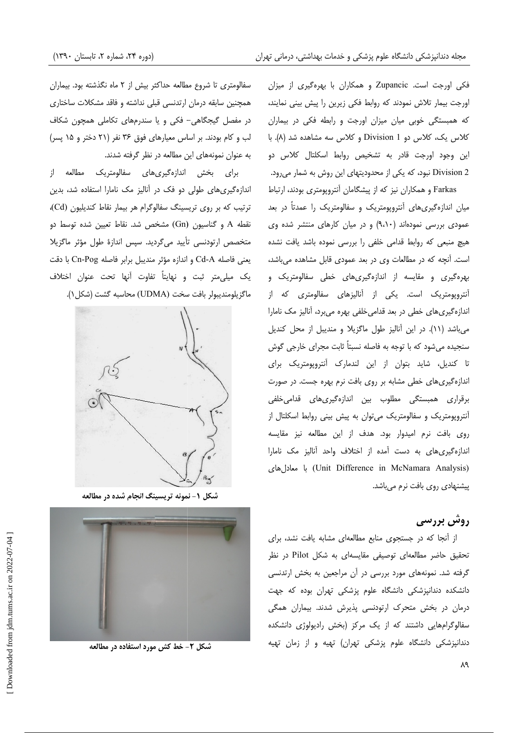فکی اورجت است. Zupancic و همکاران با بهره‌گیری از میزان اورجت بیمار تلاش نمودند که روابط فکی زیرین را پیش بینی نمایند، که همبستگی خوبی میان میزان اورجت و رابطه فکی در بیماران کلاس یک، کلاس دو Division 1 و کلاس سه مشاهده شد (۸). با این وجود اورجت قادر به تشخیص روابط اسکلتال کلاس دو Division 2 نبود، که یکی از محدودیتهای این روش به شمار می‌رود.

Farkas و همکاران نیز که از پیشگامان آنتروپومتری بودند، ارتباط میان اندازه‌گیری‌های آنتروپومتریک و سفالومتریک را عمدتاً در بعد عمودی بررسی نموده‌اند (۹،۱۰) و در میان کارهای منتشر شده وی هیچ منبعی که روابط قدامی خلفی را بررسی نموده باشد یافت نشده است. آنچه که در مطالعات وی در بعد عمودی قابل مشاهده می‌باشد، بهره‌گیری و مقایسه از اندازه‌گیری‌های خطی سفالومتریک و آنتروپومتریک است. یکی از آنالیزهای سفالومتری که از اندازه‌گیری‌های خطی در بعد قدامی‌خلفی بهره می‌برد، آنالیز مک نامارا می‌باشد (۱۱). در این آنالیز طول ماگزیلا و مندیبل از محل کندیل سنجیده می‌شود که با توجه به فاصله نسبتاً ثابت مجرای خارجی گوش تا کندیل، شاید بتوان از این لندمارک آنتروپومتریک برای اندازه‌گیری‌های خطی مشابه بر روی بافت نرم بهره جست. در صورت برقراری همبستگی مطلوب بین اندازه‌گیری‌های قدامی‌خلفی آنتروپومتریک و سفالومتریک می‌توان به پیش بینی روابط اسکلتال از روی بافت نرم امیدوار بود. هدف از این مطالعه نیز مقایسه اندازه‌گیری‌های به دست آمده از اختلاف واحد آنالیز مک نامارا (Unit Difference in McNamara Analysis) با معادل‌های پیشنهادی روی بافت نرم می‌باشد.

## روش بررسی

از آنجا که در جستجوی منابع مطالعه‌ای مشابه یافت نشد، برای تحقیق حاضر مطالعه‌ای توصیفی مقایسه‌ای به شکل Pilot در نظر گرفته شد. نمونه‌های مورد بررسی در آن مراجعین به بخش ارتدنسی دانشکده دندانپزشکی دانشگاه علوم پزشکی تهران بوده که جهت درمان در بخش متحرک ارتودنسی پذیرش شدند. بیماران همگی سفالوگرام‌هایی داشتند که از یک مرکز (بخش رادیولوژی دانشکده دندانپزشکی دانشگاه علوم پزشکی تهران) تهیه و از زمان تهیه سفالومتری تا شروع مطالعه حداکثر بیش از ۲ ماه نگذشته بود. بیماران همچنین سابقه درمان ارتدنسی قبلی نداشته و فاقد مشکلات ساختاری در مفصل گیجگاهی- فکی و یا سندرم‌های تکاملی همچون شکاف لب و کام بودند. بر اساس معیارهای فوق ۳۶ نفر (۲۱ دختر و ۱۵ پسر) به عنوان نمونه‌های این مطالعه در نظر گرفته شدند.

برای بخش اندازه‌گیری‌های سفالومتریک مطالعه از اندازه‌گیری‌های طولی دو فک در آنالیز مک نامارا استفاده شد، بدین ترتیب که بر روی تریسینگ سفالوگرام هر بیمار نقاط کندیلیون (Cd)، نقطه A و گناسیون (Gn) مشخص شد. نقاط تعیین شده توسط دو متخصص ارتودنسی تأیید می‌گردید. سپس اندازهٔ طول مؤثر ماگزیلا یعنی فاصله Cd-A و اندازه مؤثر مندیبل برابر فاصله Cn-Pog با دقت یک میلی‌متر ثبت و نهایتاً تفاوت آنها تحت عنوان اختلاف ماگزیلومندیبولر بافت سخت (UDMA) محاسبه گشت (شکل۱).

شکل ۱- نمونه تریسینگ انجام شده در مطالعه

شکل ۲- خط کش مورد استفاده در مطالعه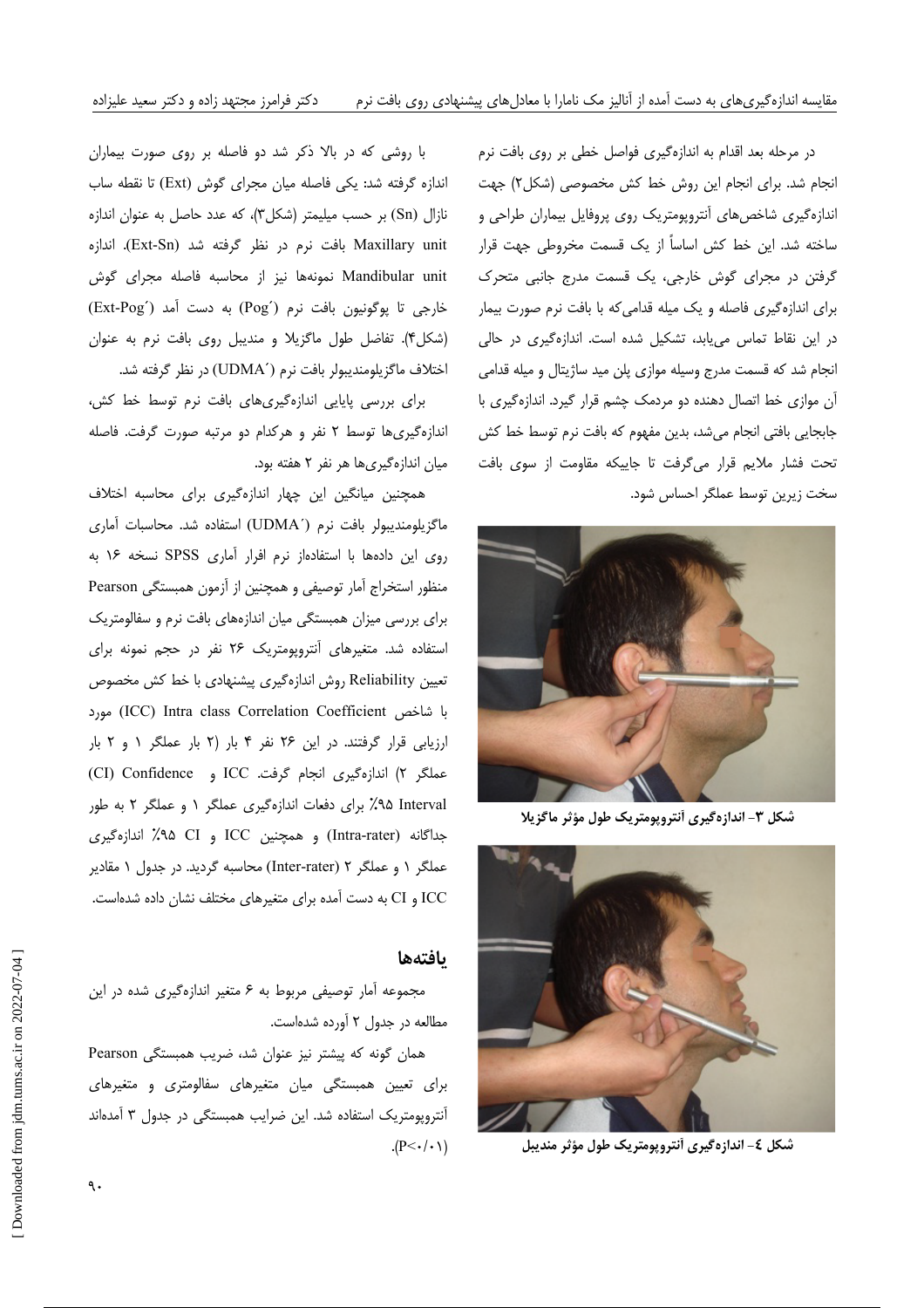در مرحله بعد اقدام به اندازه‌گیری فواصل خطی بر روی بافت نرم انجام شد. برای انجام این روش خط کش مخصوصی (شکل۲) جهت اندازه‌گیری شاخص‌های آنتروپومتریک روی پروفایل بیماران طراحی و ساخته شد. این خط کش اساساً از یک قسمت مخروطی جهت قرار گرفتن در مجرای گوش خارجی، یک قسمت مدرج جانبی متحرک برای اندازه‌گیری فاصله و یک میله قدامی‌که با بافت نرم صورت بیمار در این نقاط تماس می‌یابد، تشکیل شده است. اندازه‌گیری در حالی انجام شد که قسمت مدرج وسیله موازی پلن مید ساژیتال و میله قدامی آن موازی خط اتصال دهنده دو مردمک چشم قرار گیرد. اندازه‌گیری با جابجایی بافتی انجام می‌شد، بدین مفهوم که بافت نرم توسط خط کش تحت فشار ملایم قرار می‌گرفت تا جاییکه مقاومت از سوی بافت سخت زیرین توسط عملگر احساس شود.

شکل ۳- اندازه‌گیری آنتروپومتریک طول مؤثر ماگزیلا

شکل ٤- اندازه‌گیری آنتروپومتریک طول مؤثر مندیبل

با روشی که در بالا ذکر شد دو فاصله بر روی صورت بیماران اندازه گرفته شد: یکی فاصله میان مجرای گوش (Ext) تا نقطه ساب نازال (Sn) بر حسب میلیمتر (شکل۳)، که عدد حاصل به عنوان اندازه Maxillary unit بافت نرم در نظر گرفته شد (Ext-Sn). اندازه Mandibular unit نمونه‌ها نیز از محاسبه فاصله مجرای گوش خارجی تا پوگونیون بافت نرم (Pog´) به دست آمد (Ext-Pog´) (شکل۴). تفاضل طول ماگزیلا و مندیبل روی بافت نرم به عنوان اختلاف ماگزیلومندیبولر بافت نرم (UDMA´) در نظر گرفته شد.

برای بررسی پایایی اندازه‌گیری‌های بافت نرم توسط خط کش، اندازه‌گیری‌ها توسط ۲ نفر و هرکدام دو مرتبه صورت گرفت. فاصله میان اندازه‌گیری‌ها هر نفر ۲ هفته بود.

همچنین میانگین این چهار اندازه‌گیری برای محاسبه اختلاف ماگزیلومندیبولر بافت نرم (UDMA´) استفاده شد. محاسبات آماری روی این داده‌ها با استفاده‌از نرم افرار آماری SPSS نسخه ۱۶ به منظور استخراج آمار توصیفی و همچنین از آزمون همبستگی Pearson برای بررسی میزان همبستگی میان اندازه‌های بافت نرم و سفالومتریک استفاده شد. متغیرهای آنتروپومتریک ۲۶ نفر در حجم نمونه برای تعیین Reliability روش اندازه‌گیری پیشنهادی با خط کش مخصوص با شاخص Intra class Correlation Coefficient (ICC) مورد ارزیابی قرار گرفتند. در این ۲۶ نفر ۴ بار (۲ بار عملگر ۱ و ۲ بار عملگر ۲) اندازه‌گیری انجام گرفت. ICC و Confidence (CI) Interval ۹۵٪ برای دفعات اندازه‌گیری عملگر ۱ و عملگر ۲ به طور جداگانه (Intra-rater) و همچنین ICC و CI ۹۵٪ اندازه‌گیری عملگر ۱ و عملگر ۲ (Inter-rater) محاسبه گردید. در جدول ۱ مقادیر ICC و CI به دست آمده برای متغیرهای مختلف نشان داده شده‌است.

## یافته‌ها

مجموعه آمار توصیفی مربوط به ۶ متغیر اندازه‌گیری شده در این مطالعه در جدول ۲ آورده شده‌است.

همان گونه که پیشتر نیز عنوان شد، ضریب همبستگی Pearson برای تعیین همبستگی میان متغیرهای سفالومتری و متغیرهای آنتروپومتریک استفاده شد. این ضرایب همبستگی در جدول ۳ آمده‌اند ($P<۰/۰۱$).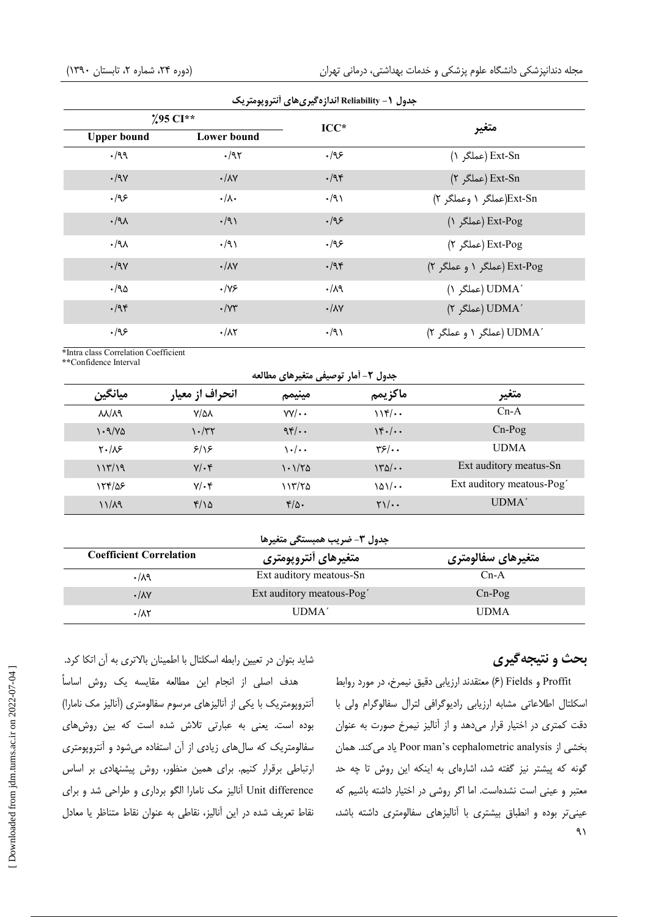جدول ۱- Reliability اندازه‌گیری‌های آنتروپومتریک

| متغیر | ICC* | 95% CI** | |
|---|---|---|---|
| | | Lower bound | Upper bound |
| Ext-Sn (عملگر ۱) | ۰/۹۶ | ۰/۹۲ | ۰/۹۹ |
| Ext-Sn (عملگر ۲) | ۰/۹۴ | ۰/۸۷ | ۰/۹۷ |
| Ext-Sn(عملگر ۱ وعملگر ۲) | ۰/۹۱ | ۰/۸۰ | ۰/۹۶ |
| Ext-Pog (عملگر ۱) | ۰/۹۶ | ۰/۹۱ | ۰/۹۸ |
| Ext-Pog (عملگر ۲) | ۰/۹۶ | ۰/۹۱ | ۰/۹۸ |
| Ext-Pog (عملگر ۱ و عملگر ۲) | ۰/۹۴ | ۰/۸۷ | ۰/۹۷ |
| UDMA´ (عملگر ۱) | ۰/۸۹ | ۰/۷۶ | ۰/۹۵ |
| UDMA´ (عملگر ۲) | ۰/۸۷ | ۰/۷۳ | ۰/۹۴ |
| UDMA´ (عملگر ۱ و عملگر ۲) | ۰/۹۱ | ۰/۸۲ | ۰/۹۶ |

*Intra class Correlation Coefficient
**Confidence Interval

جدول ۲- آمار توصیفی متغیرهای مطالعه

| متغیر | ماکزیمم | مینیمم | انحراف از معیار | میانگین |
|---|---|---|---|---|
| Cn-A | ۱۱۴/۰۰ | ۷۷/۰۰ | ۷/۵۸ | ۸۸/۸۹ |
| Cn-Pog | ۱۴۰/۰۰ | ۹۴/۰۰ | ۱۰/۳۲ | ۱۰۹/۷۵ |
| UDMA | ۳۶/۰۰ | ۱۰/۰۰ | ۶/۱۶ | ۲۰/۸۶ |
| Ext auditory meatus-Sn | ۱۳۵/۰۰ | ۱۰۱/۲۵ | ۷/۰۴ | ۱۱۳/۱۹ |
| Ext auditory meatous-Pog´ | ۱۵۱/۰۰ | ۱۱۳/۲۵ | ۷/۰۴ | ۱۲۴/۵۶ |
| UDMA´ | ۲۱/۰۰ | ۴/۵۰ | ۴/۱۵ | ۱۱/۸۹ |

جدول ۳- ضریب همبستگی متغیرها

| متغیرهای سفالومتری | متغیرهای آنتروپومتری | Coefficient Correlation |
|---|---|---|
| Cn-A | Ext auditory meatous-Sn | ۰/۸۹ |
| Cn-Pog | Ext auditory meatous-Pog´ | ۰/۸۷ |
| UDMA | UDMA´ | ۰/۸۲ |

## بحث و نتیجه‌گیری

Proffit و Fields (۶) معتقدند ارزیابی دقیق نیمرخ، در مورد روابط اسکلتال اطلاعاتی مشابه ارزیابی رادیوگرافی لترال سفالوگرام ولی با دقت کمتری در اختیار قرار می‌دهد و از آنالیز نیمرخ صورت به عنوان بخشی از Poor man's cephalometric analysis یاد می‌کند. همان گونه که پیشتر نیز گفته شد، اشاره‌ای به اینکه این روش تا چه حد معتبر و عینی است نشده‌است. اما اگر روشی در اختیار داشته باشیم که عینی‌تر بوده و انطباق بیشتری با آنالیزهای سفالومتری داشته باشد، شاید بتوان در تعیین رابطه اسکلتال با اطمینان بالاتری به آن اتکا کرد.

هدف اصلی از انجام این مطالعه مقایسه یک روش اساساً آنتروپومتریک با یکی از آنالیزهای مرسوم سفالومتری (آنالیز مک نامارا) بوده است. یعنی به عبارتی تلاش شده است که بین روش‌های سفالومتریک که سال‌های زیادی از آن استفاده می‌شود و آنتروپومتری ارتباطی برقرار کنیم. برای همین منظور، روش پیشنهادی بر اساس Unit difference آنالیز مک نامارا الگو برداری و طراحی شد و برای نقاط تعریف شده در این آنالیز، نقاطی به عنوان نقاط متناظر یا معادل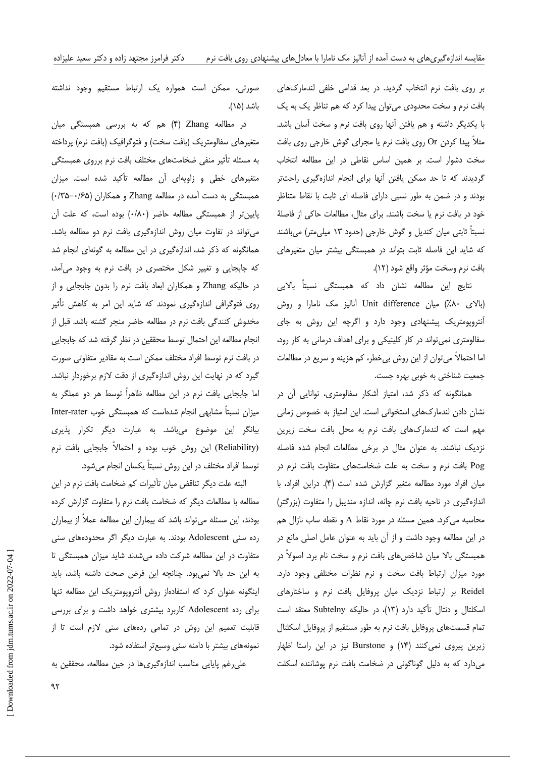بر روی بافت نرم انتخاب گردید. در بعد قدامی خلفی لندمارک‌های بافت نرم و سخت محدودی می‌توان پیدا کرد که هم تناظر یک به یک با یکدیگر داشته و هم یافتن آنها روی بافت نرم و سخت آسان باشد. مثلاً پیدا کردن Or روی بافت نرم یا مجرای گوش خارجی روی بافت سخت دشوار است. بر همین اساس نقاطی در این مطالعه انتخاب گردیدند که تا حد ممکن یافتن آنها برای انجام اندازه‌گیری راحت‌تر بودند و در ضمن به طور نسبی دارای فاصله ای ثابت با نقاط متناظر خود در بافت نرم یا سخت باشند. برای مثال، مطالعات حاکی از فاصلهٔ نسبتاً ثابتی میان کندیل و گوش خارجی (حدود ۱۳ میلی‌متر) می‌باشند که شاید این فاصله ثابت بتواند در همبستگی بیشتر میان متغیرهای بافت نرم وسخت مؤثر واقع شود (۱۲).

نتایج این مطالعه نشان داد که همبستگی نسبتاً بالایی (بالای ۸۰٪) میان Unit difference آنالیز مک نامارا و روش آنتروپومتریک پیشنهادی وجود دارد و اگرچه این روش به جای سفالومتری نمی‌تواند در کار کلینیکی و برای اهداف درمانی به کار رود، اما احتمالاً می‌توان از این روش بی‌خطر، کم هزینه و سریع در مطالعات جمعیت شناختی به خوبی بهره جست.

همانگونه که ذکر شد، امتیاز آشکار سفالومتری، توانایی آن در نشان دادن لندمارک‌های استخوانی است. این امتیاز به خصوص زمانی مهم است که لندمارک‌های بافت نرم به محل بافت سخت زیرین نزدیک نباشند. به عنوان مثال در برخی مطالعات انجام شده فاصله Pog بافت نرم و سخت به علت ضخامت‌های متفاوت بافت نرم در میان افراد مورد مطالعه متغیر گزارش شده است (۴). دراین افراد، با اندازه‌گیری در ناحیه بافت نرم چانه، اندازه مندیبل را متفاوت (بزرگتر) محاسبه می‌کرد. همین مسئله در مورد نقاط A و نقطه ساب نازال هم در این مطالعه وجود داشت و از آن باید به عنوان عامل اصلی مانع در همبستگی بالا میان شاخص‌های بافت نرم و سخت نام برد. اصولاً در مورد میزان ارتباط بافت سخت و نرم نظرات مختلفی وجود دارد. Reidel بر ارتباط نزدیک میان پروفایل بافت نرم و ساختارهای اسکلتال و دنتال تأکید دارد (۱۳)، در حالیکه Subtelny معتقد است تمام قسمت‌های پروفایل بافت نرم به طور مستقیم از پروفایل اسکلتال زیرین پیروی نمی‌کنند (۱۴) و Burstone نیز در این راستا اظهار می‌دارد که به دلیل گوناگونی در ضخامت بافت نرم پوشاننده اسکلت صورتی، ممکن است همواره یک ارتباط مستقیم وجود نداشته باشد (۱۵).

در مطالعه Zhang (۴) هم که به بررسی همبستگی میان متغیرهای سفالومتریک (بافت سخت) و فتوگرافیک (بافت نرم) پرداخته به مسئله تأثیر منفی ضخامت‌های مختلف بافت نرم برروی همبستگی متغیرهای خطی و زاویه‌ای آن مطالعه تأکید شده است. میزان همبستگی به دست آمده در مطالعه Zhang و همکاران (۰/۶۵-۰/۳۵) پایین‌تر از همبستگی مطالعه حاضر (۰/۸۰) بوده است، که علت آن می‌تواند در تفاوت میان روش اندازه‌گیری بافت نرم دو مطالعه باشد. همانگونه که ذکر شد، اندازه‌گیری در این مطالعه به گونه‌ای انجام شد که جابجایی و تغییر شکل مختصری در بافت نرم به وجود می‌آمد، در حالیکه Zhang و همکاران ابعاد بافت نرم را بدون جابجایی و از روی فتوگرافی اندازه‌گیری نمودند که شاید این امر به کاهش تأثیر مخدوش کنندگی بافت نرم در مطالعه حاضر منجر گشته باشد. قبل از انجام مطالعه این احتمال توسط محققین در نظر گرفته شد که جابجایی در بافت نرم توسط افراد مختلف ممکن است به مقادیر متفاوتی صورت گیرد که در نهایت این روش اندازه‌گیری از دقت لازم برخوردار نباشد. اما جابجایی بافت نرم در این مطالعه ظاهراً توسط هر دو عملگر به میزان نسبتاً مشابهی انجام شده‌است که همبستگی خوب Inter-rater بیانگر این موضوع می‌باشد. به عبارت دیگر تکرار پذیری (Reliability) این روش خوب بوده و احتمالاً جابجایی بافت نرم توسط افراد مختلف در این روش نسبتاً یکسان انجام می‌شود.

البته علت دیگر تناقض میان تأثیرات کم ضخامت بافت نرم در این مطالعه با مطالعات دیگر که ضخامت بافت نرم را متفاوت گزارش کرده بودند، این مسئله می‌تواند باشد که بیماران این مطالعه عملاً از بیماران رده سنی Adolescent بودند. به عبارت دیگر اگر محدوده‌های سنی متفاوت در این مطالعه شرکت داده می‌شدند شاید میزان همبستگی تا به این حد بالا نمی‌بود. چنانچه این فرض صحت داشته باشد، باید اینگونه عنوان کرد که استفاده‌از روش آنتروپومتریک این مطالعه تنها برای رده Adolescent کاربرد بیشتری خواهد داشت و برای بررسی قابلیت تعمیم این روش در تمامی رده‌های سنی لازم است تا از نمونه‌های بیشتر با دامنه سنی وسیع‌تر استفاده شود.

علی‌رغم پایایی مناسب اندازه‌گیری‌ها در حین مطالعه، محققین به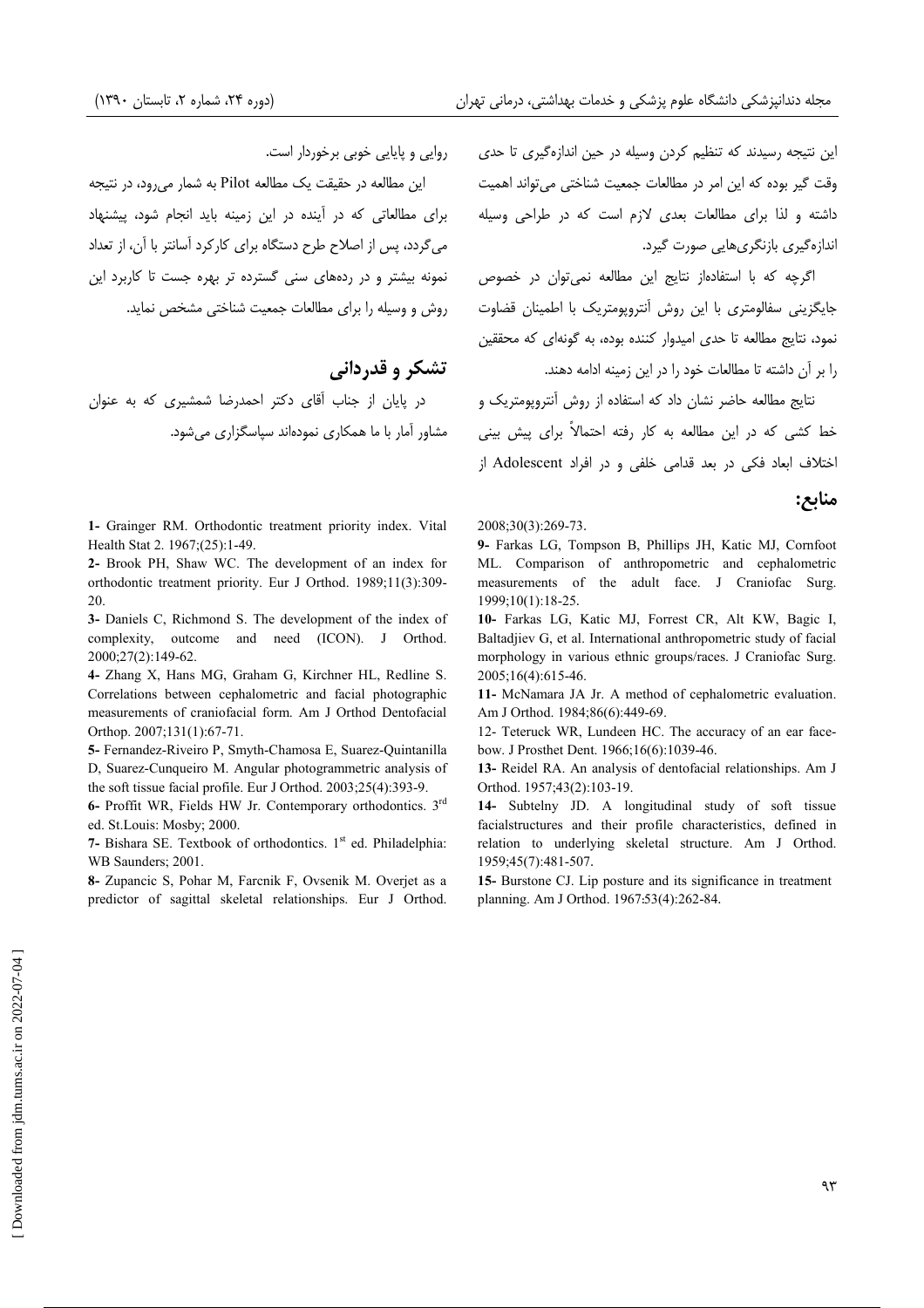این نتیجه رسیدند که تنظیم کردن وسیله در حین اندازه‌گیری تا حدی وقت گیر بوده که این امر در مطالعات جمعیت شناختی می‌تواند اهمیت داشته و لذا برای مطالعات بعدی لازم است که در طراحی وسیله اندازه‌گیری بازنگری‌هایی صورت گیرد.

اگرچه که با استفاده‌از نتایج این مطالعه نمی‌توان در خصوص جایگزینی سفالومتری با این روش آنتروپومتریک با اطمینان قضاوت نمود، نتایج مطالعه تا حدی امیدوار کننده بوده، به گونه‌ای که محققین را بر آن داشته تا مطالعات خود را در این زمینه ادامه دهند.

نتایج مطالعه حاضر نشان داد که استفاده از روش آنتروپومتریک و خط کشی که در این مطالعه به کار رفته احتمالاً برای پیش بینی اختلاف ابعاد فکی در بعد قدامی خلفی و در افراد Adolescent از روایی و پایایی خوبی برخوردار است.

این مطالعه در حقیقت یک مطالعه Pilot به شمار می‌رود، در نتیجه برای مطالعاتی که در آینده در این زمینه باید انجام شود، پیشنهاد می‌گردد، پس از اصلاح طرح دستگاه برای کارکرد آسانتر با آن، از تعداد نمونه بیشتر و در رده‌های سنی گسترده تر بهره جست تا کاربرد این روش و وسیله را برای مطالعات جمعیت شناختی مشخص نماید.

## تشکر و قدردانی

در پایان از جناب آقای دکتر احمدرضا شمشیری که به عنوان مشاور آمار با ما همکاری نموده‌اند سپاسگزاری می‌شود.

## منابع:

1- Grainger RM. Orthodontic treatment priority index. Vital Health Stat 2. 1967;(25):1-49.

2- Brook PH, Shaw WC. The development of an index for orthodontic treatment priority. Eur J Orthod. 1989;11(3):309-20.

3- Daniels C, Richmond S. The development of the index of complexity, outcome and need (ICON). J Orthod. 2000;27(2):149-62.

4- Zhang X, Hans MG, Graham G, Kirchner HL, Redline S. Correlations between cephalometric and facial photographic measurements of craniofacial form. Am J Orthod Dentofacial Orthop. 2007;131(1):67-71.

5- Fernandez-Riveiro P, Smyth-Chamosa E, Suarez-Quintanilla D, Suarez-Cunqueiro M. Angular photogrammetric analysis of the soft tissue facial profile. Eur J Orthod. 2003;25(4):393-9.

6- Proffit WR, Fields HW Jr. Contemporary orthodontics. 3rd ed. St.Louis: Mosby; 2000.

7- Bishara SE. Textbook of orthodontics. 1st ed. Philadelphia: WB Saunders; 2001.

8- Zupancic S, Pohar M, Farcnik F, Ovsenik M. Overjet as a predictor of sagittal skeletal relationships. Eur J Orthod. 2008;30(3):269-73.

9- Farkas LG, Tompson B, Phillips JH, Katic MJ, Cornfoot ML. Comparison of anthropometric and cephalometric measurements of the adult face. J Craniofac Surg. 1999;10(1):18-25.

10- Farkas LG, Katic MJ, Forrest CR, Alt KW, Bagic I, Baltadjiev G, et al. International anthropometric study of facial morphology in various ethnic groups/races. J Craniofac Surg. 2005;16(4):615-46.

11- McNamara JA Jr. A method of cephalometric evaluation. Am J Orthod. 1984;86(6):449-69.

12- Teteruck WR, Lundeen HC. The accuracy of an ear facebow. J Prosthet Dent. 1966;16(6):1039-46.

13- Reidel RA. An analysis of dentofacial relationships. Am J Orthod. 1957;43(2):103-19.

14- Subtelny JD. A longitudinal study of soft tissue facialstructures and their profile characteristics, defined in relation to underlying skeletal structure. Am J Orthod. 1959;45(7):481-507.

15- Burstone CJ. Lip posture and its significance in treatment planning. Am J Orthod. 1967:53(4):262-84.